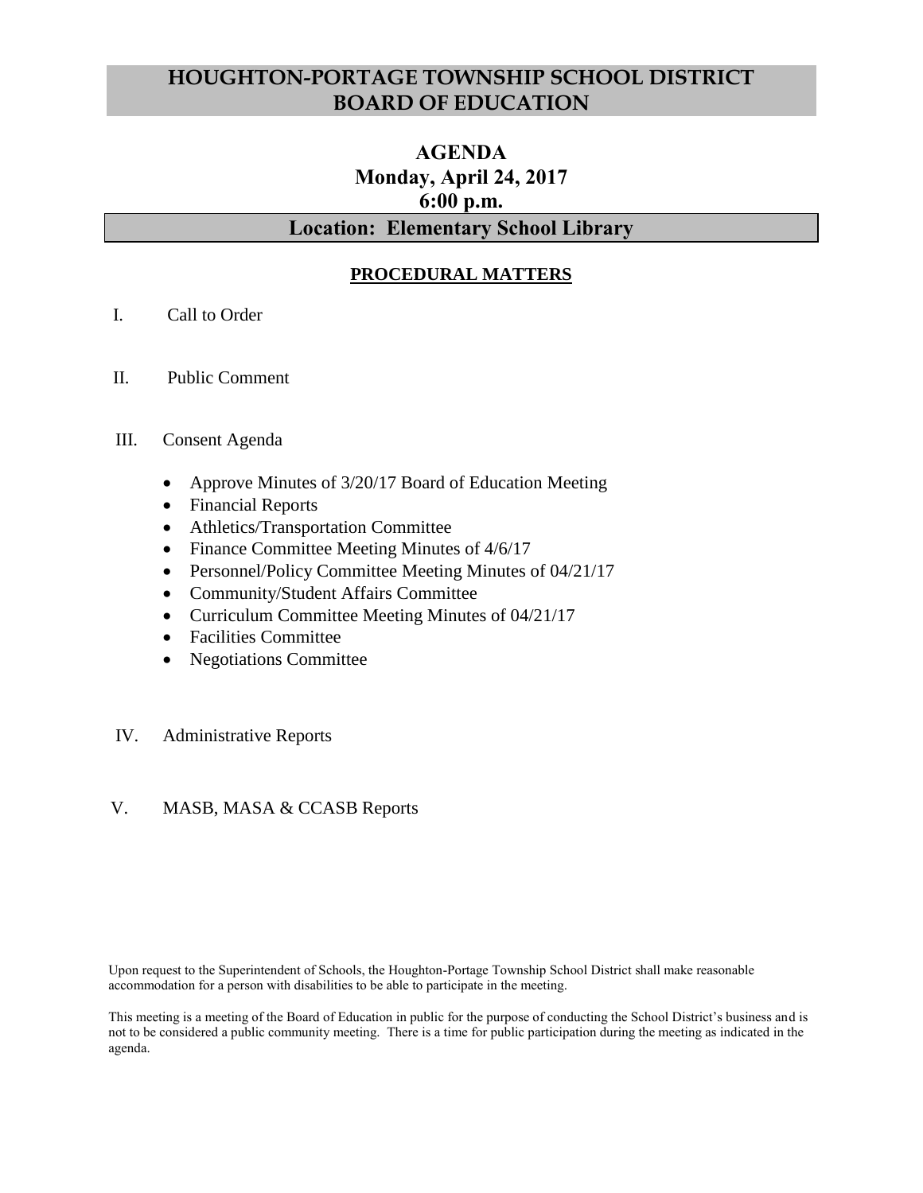# HOUGHTON-PORTAGE TOWNSHIP SCHOOL DISTRICT BOARD OF EDUCATION

## AGENDA
**Monday, April 24, 2017**
**6:00 p.m.**

**Location: Elementary School Library**

### PROCEDURAL MATTERS

I. Call to Order

II. Public Comment

III. Consent Agenda

- Approve Minutes of 3/20/17 Board of Education Meeting
- Financial Reports
- Athletics/Transportation Committee
- Finance Committee Meeting Minutes of 4/6/17
- Personnel/Policy Committee Meeting Minutes of 04/21/17
- Community/Student Affairs Committee
- Curriculum Committee Meeting Minutes of 04/21/17
- Facilities Committee
- Negotiations Committee

IV. Administrative Reports

V. MASB, MASA & CCASB Reports

Upon request to the Superintendent of Schools, the Houghton-Portage Township School District shall make reasonable accommodation for a person with disabilities to be able to participate in the meeting.

This meeting is a meeting of the Board of Education in public for the purpose of conducting the School District's business and is not to be considered a public community meeting. There is a time for public participation during the meeting as indicated in the agenda.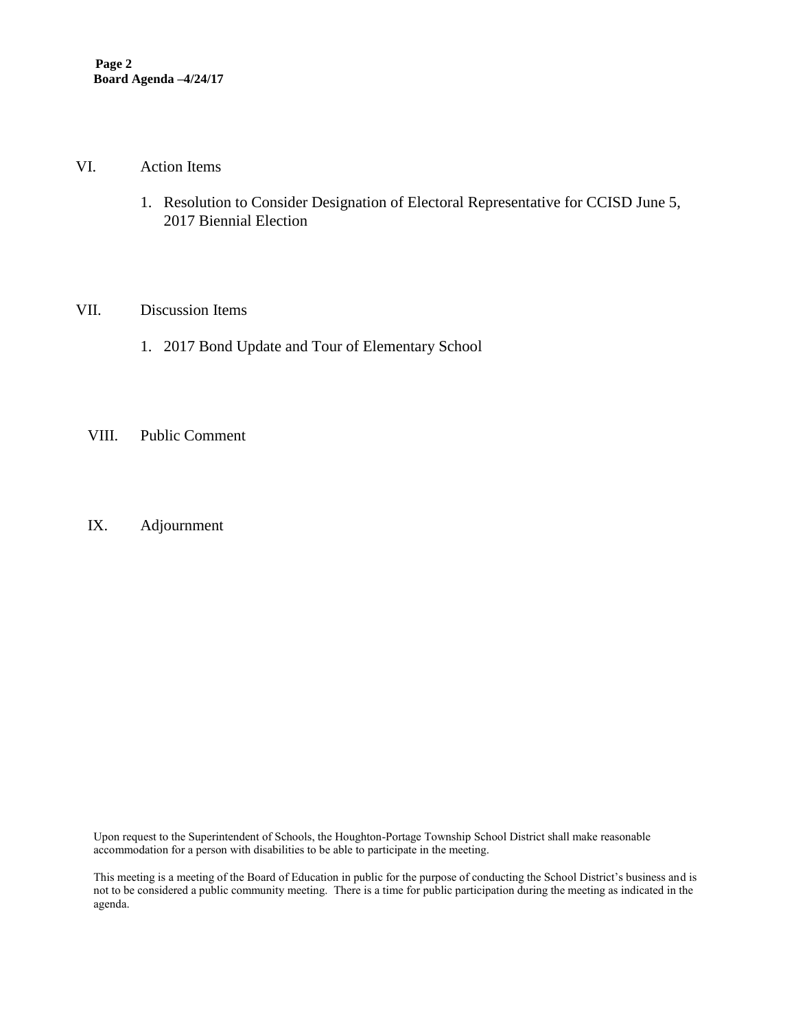## VI. Action Items

1. Resolution to Consider Designation of Electoral Representative for CCISD June 5, 2017 Biennial Election

## VII. Discussion Items

1. 2017 Bond Update and Tour of Elementary School

## VIII. Public Comment

## IX. Adjournment

Upon request to the Superintendent of Schools, the Houghton-Portage Township School District shall make reasonable accommodation for a person with disabilities to be able to participate in the meeting.

This meeting is a meeting of the Board of Education in public for the purpose of conducting the School District's business and is not to be considered a public community meeting. There is a time for public participation during the meeting as indicated in the agenda.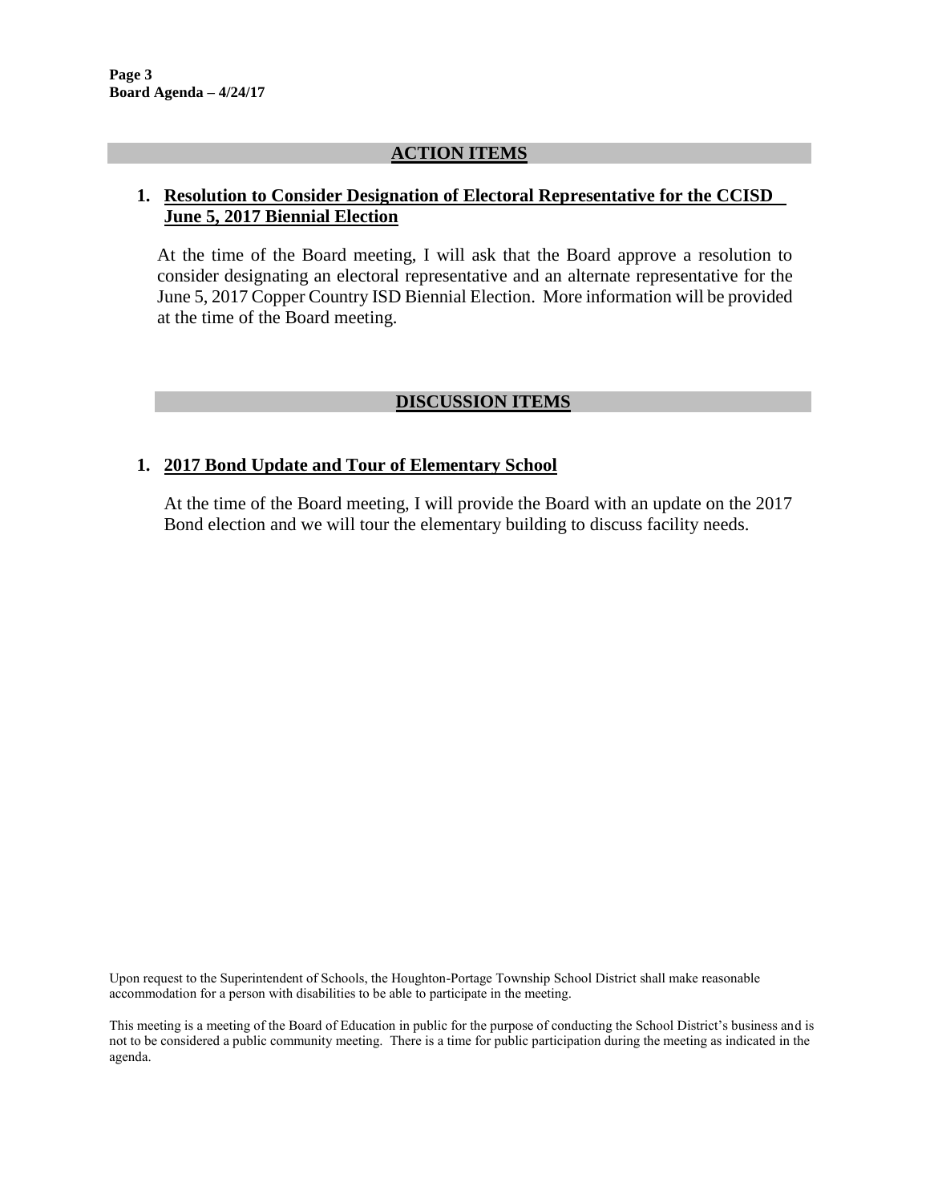## ACTION ITEMS

### 1. Resolution to Consider Designation of Electoral Representative for the CCISD June 5, 2017 Biennial Election

At the time of the Board meeting, I will ask that the Board approve a resolution to consider designating an electoral representative and an alternate representative for the June 5, 2017 Copper Country ISD Biennial Election. More information will be provided at the time of the Board meeting.

## DISCUSSION ITEMS

### 1. 2017 Bond Update and Tour of Elementary School

At the time of the Board meeting, I will provide the Board with an update on the 2017 Bond election and we will tour the elementary building to discuss facility needs.

Upon request to the Superintendent of Schools, the Houghton-Portage Township School District shall make reasonable accommodation for a person with disabilities to be able to participate in the meeting.

This meeting is a meeting of the Board of Education in public for the purpose of conducting the School District's business and is not to be considered a public community meeting. There is a time for public participation during the meeting as indicated in the agenda.